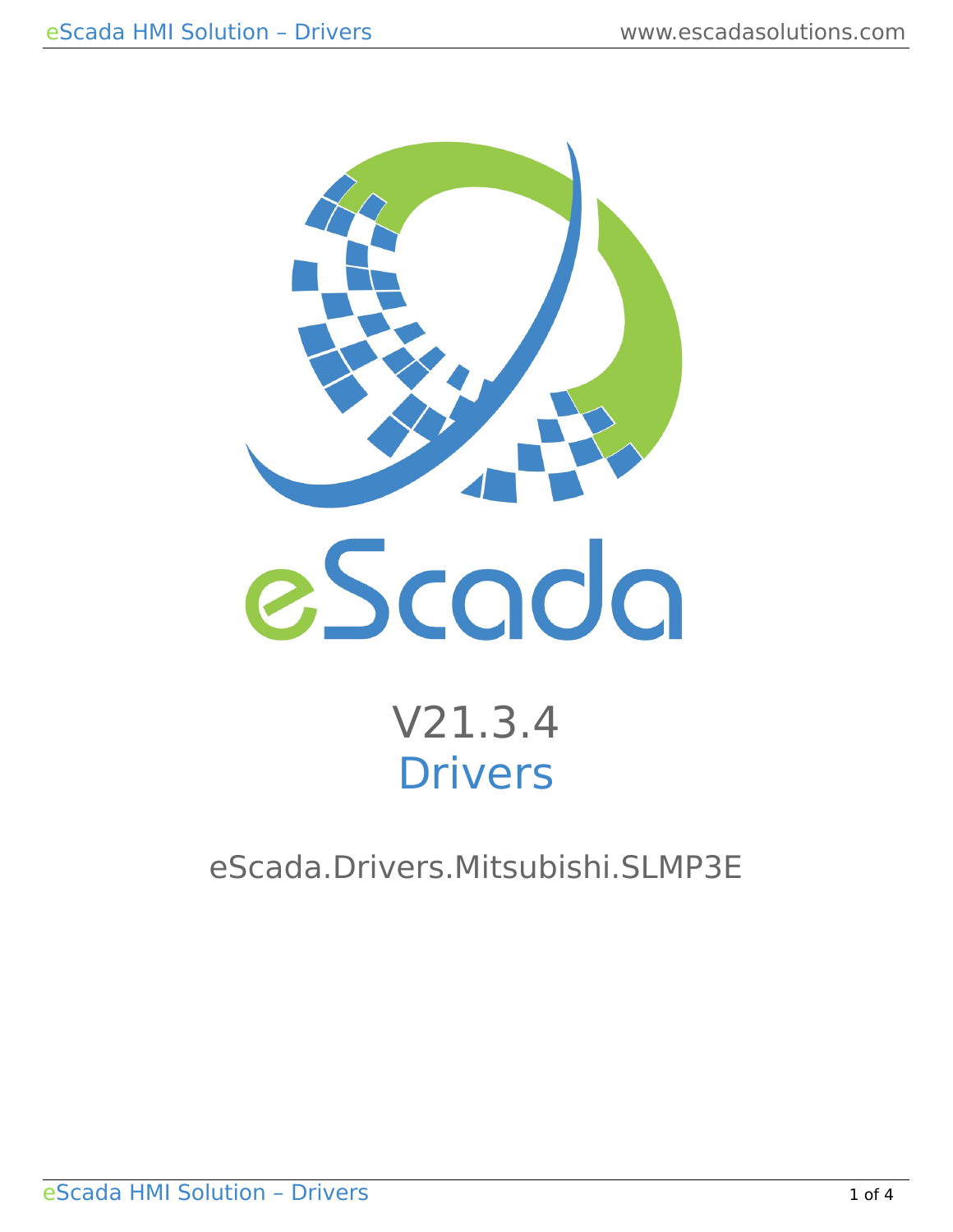# eScada

## V21.3.4

## Drivers

eScada.Drivers.Mitsubishi.SLMP3E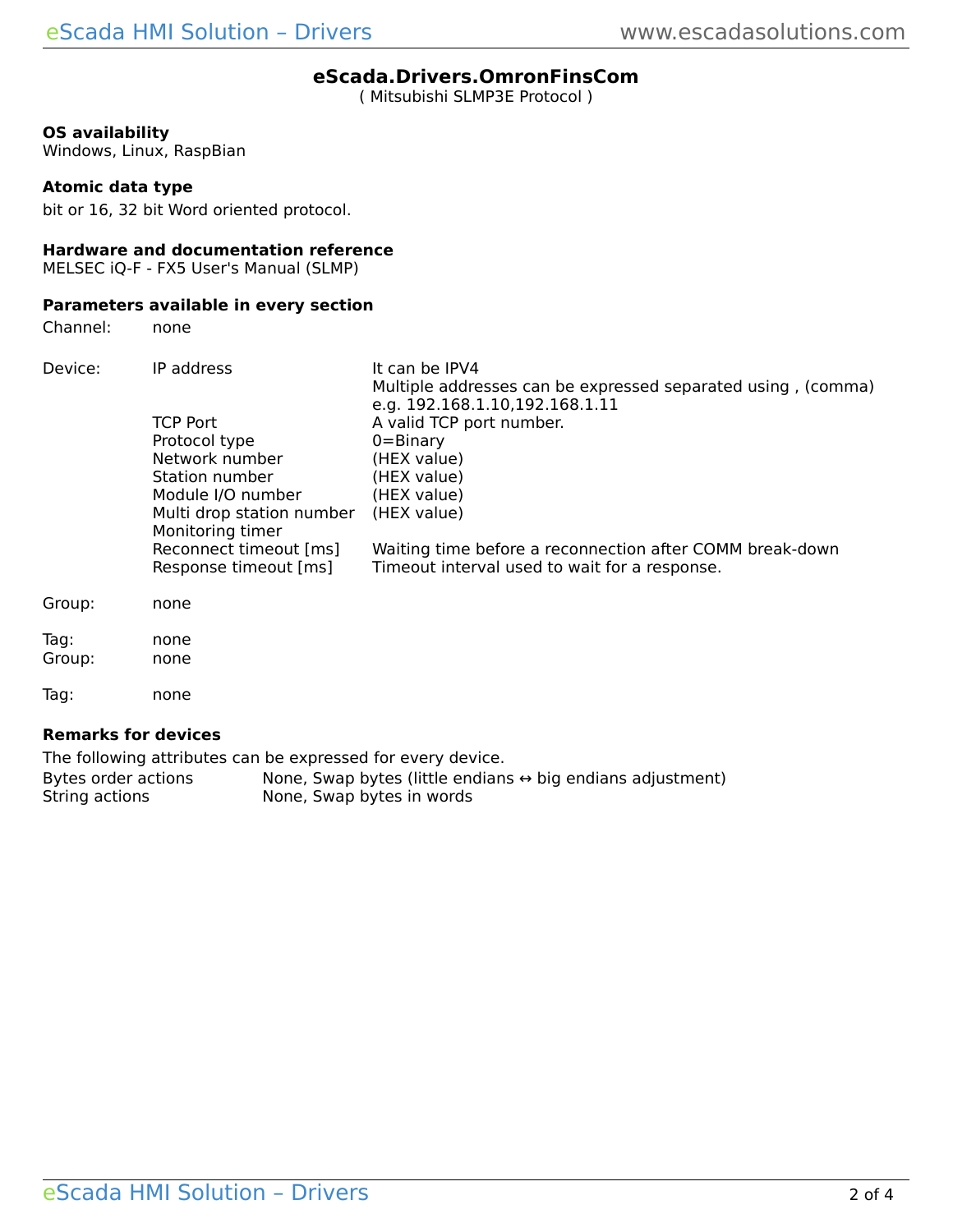## eScada.Drivers.OmronFinsCom

( Mitsubishi SLMP3E Protocol )

**OS availability**
Windows, Linux, RaspBian

**Atomic data type**
bit or 16, 32 bit Word oriented protocol.

**Hardware and documentation reference**
MELSEC iQ-F - FX5 User's Manual (SLMP)

**Parameters available in every section**

| | | |
|---|---|---|
| Channel: | none | |
| Device: | IP address | It can be IPV4<br>Multiple addresses can be expressed separated using , (comma)<br>e.g. 192.168.1.10,192.168.1.11 |
| | TCP Port | A valid TCP port number. |
| | Protocol type | 0=Binary |
| | Network number | (HEX value) |
| | Station number | (HEX value) |
| | Module I/O number | (HEX value) |
| | Multi drop station number | (HEX value) |
| | Monitoring timer | |
| | Reconnect timeout [ms] | Waiting time before a reconnection after COMM break-down |
| | Response timeout [ms] | Timeout interval used to wait for a response. |
| Group: | none | |
| Tag: | none | |
| Group: | none | |
| Tag: | none | |

**Remarks for devices**

The following attributes can be expressed for every device.

| | |
|---|---|
| Bytes order actions | None, Swap bytes (little endians ↔ big endians adjustment) |
| String actions | None, Swap bytes in words |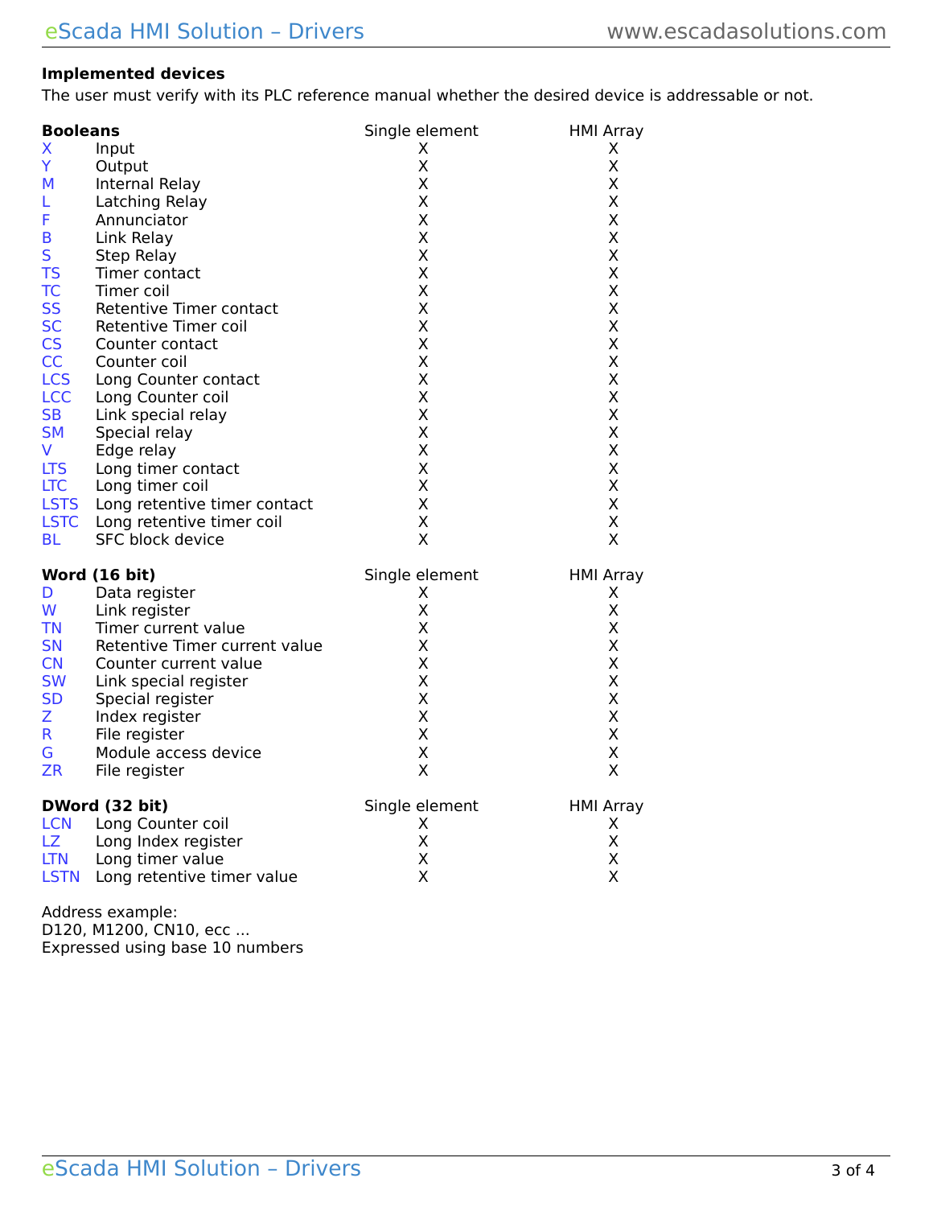**Implemented devices**

The user must verify with its PLC reference manual whether the desired device is addressable or not.

| **Booleans** | | Single element | HMI Array |
|---|---|---|---|
| X | Input | X | X |
| Y | Output | X | X |
| M | Internal Relay | X | X |
| L | Latching Relay | X | X |
| F | Annunciator | X | X |
| B | Link Relay | X | X |
| S | Step Relay | X | X |
| TS | Timer contact | X | X |
| TC | Timer coil | X | X |
| SS | Retentive Timer contact | X | X |
| SC | Retentive Timer coil | X | X |
| CS | Counter contact | X | X |
| CC | Counter coil | X | X |
| LCS | Long Counter contact | X | X |
| LCC | Long Counter coil | X | X |
| SB | Link special relay | X | X |
| SM | Special relay | X | X |
| V | Edge relay | X | X |
| LTS | Long timer contact | X | X |
| LTC | Long timer coil | X | X |
| LSTS | Long retentive timer contact | X | X |
| LSTC | Long retentive timer coil | X | X |
| BL | SFC block device | X | X |

| **Word (16 bit)** | | Single element | HMI Array |
|---|---|---|---|
| D | Data register | X | X |
| W | Link register | X | X |
| TN | Timer current value | X | X |
| SN | Retentive Timer current value | X | X |
| CN | Counter current value | X | X |
| SW | Link special register | X | X |
| SD | Special register | X | X |
| Z | Index register | X | X |
| R | File register | X | X |
| G | Module access device | X | X |
| ZR | File register | X | X |

| **DWord (32 bit)** | | Single element | HMI Array |
|---|---|---|---|
| LCN | Long Counter coil | X | X |
| LZ | Long Index register | X | X |
| LTN | Long timer value | X | X |
| LSTN | Long retentive timer value | X | X |

Address example:
D120, M1200, CN10, ecc ...
Expressed using base 10 numbers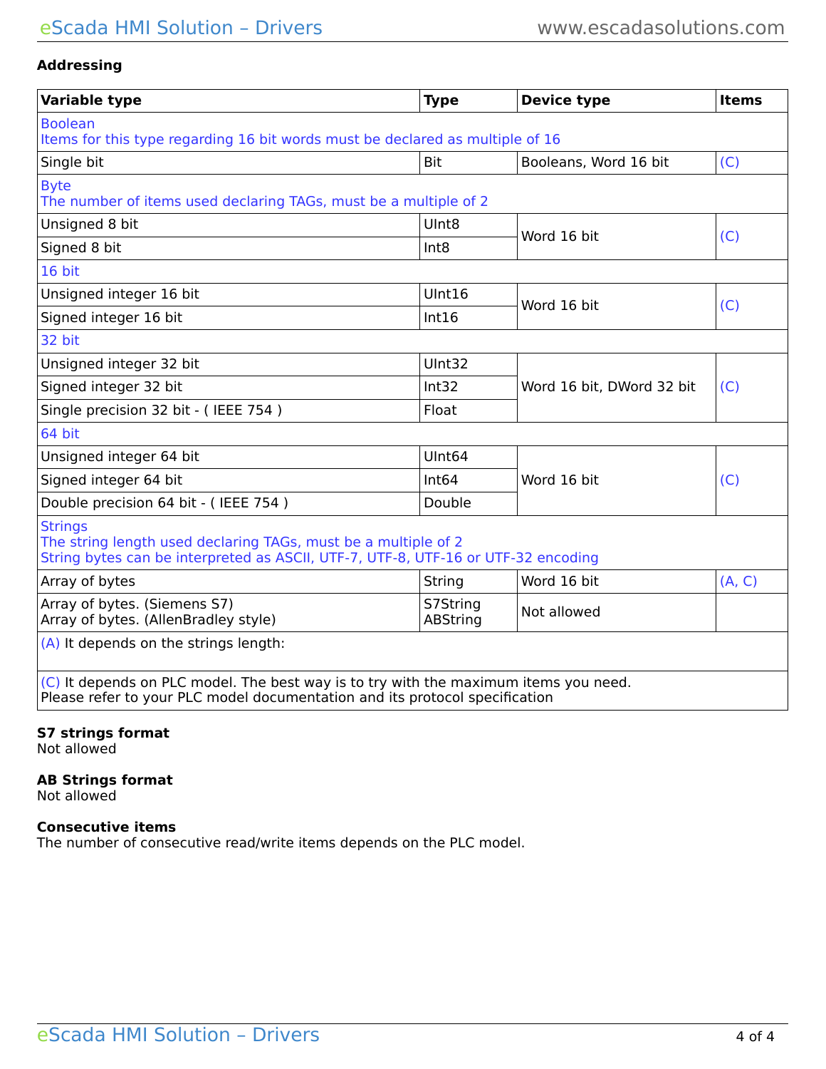**Addressing**

| Variable type | Type | Device type | Items |
|---|---|---|---|
| Boolean<br>Items for this type regarding 16 bit words must be declared as multiple of 16 | | | |
| Single bit | Bit | Booleans, Word 16 bit | (C) |
| Byte<br>The number of items used declaring TAGs, must be a multiple of 2 | | | |
| Unsigned 8 bit | UInt8 | Word 16 bit | (C) |
| Signed 8 bit | Int8 | | |
| 16 bit | | | |
| Unsigned integer 16 bit | UInt16 | Word 16 bit | (C) |
| Signed integer 16 bit | Int16 | | |
| 32 bit | | | |
| Unsigned integer 32 bit | UInt32 | Word 16 bit, DWord 32 bit | (C) |
| Signed integer 32 bit | Int32 | | |
| Single precision 32 bit - ( IEEE 754 ) | Float | | |
| 64 bit | | | |
| Unsigned integer 64 bit | UInt64 | Word 16 bit | (C) |
| Signed integer 64 bit | Int64 | | |
| Double precision 64 bit - ( IEEE 754 ) | Double | | |
| Strings<br>The string length used declaring TAGs, must be a multiple of 2<br>String bytes can be interpreted as ASCII, UTF-7, UTF-8, UTF-16 or UTF-32 encoding | | | |
| Array of bytes | String | Word 16 bit | (A, C) |
| Array of bytes. (Siemens S7)<br>Array of bytes. (AllenBradley style) | S7String<br>ABString | Not allowed | |
| (A) It depends on the strings length: | | | |
| (C) It depends on PLC model. The best way is to try with the maximum items you need.<br>Please refer to your PLC model documentation and its protocol specification | | | |

**S7 strings format**
Not allowed

**AB Strings format**
Not allowed

**Consecutive items**
The number of consecutive read/write items depends on the PLC model.